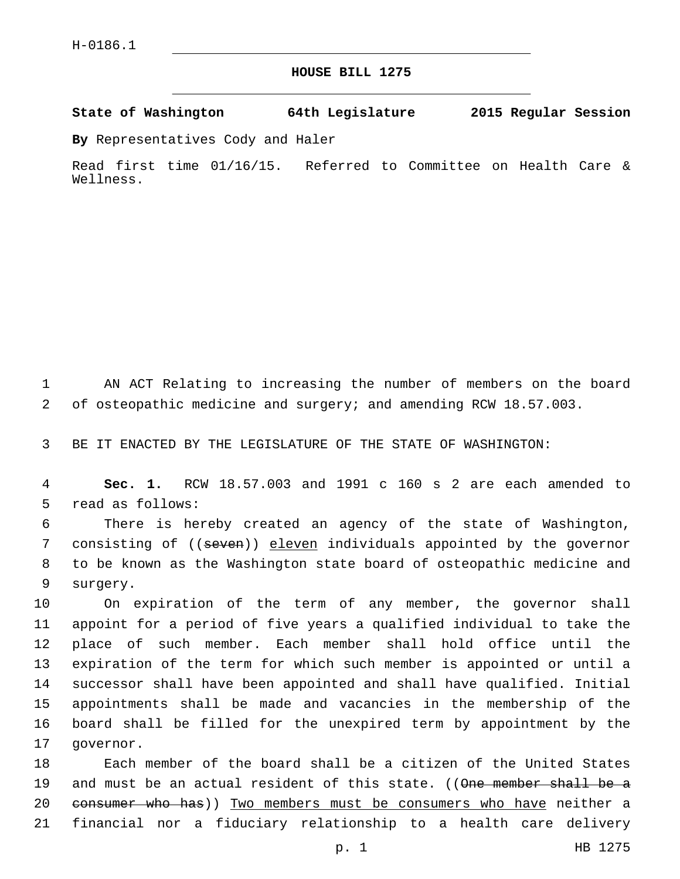H-0186.1

# HOUSE BILL 1275

**State of Washington 64th Legislature 2015 Regular Session**

**By** Representatives Cody and Haler

Read first time 01/16/15. Referred to Committee on Health Care & Wellness.

AN ACT Relating to increasing the number of members on the board of osteopathic medicine and surgery; and amending RCW 18.57.003.

BE IT ENACTED BY THE LEGISLATURE OF THE STATE OF WASHINGTON:

**Sec. 1.** RCW 18.57.003 and 1991 c 160 s 2 are each amended to read as follows:

There is hereby created an agency of the state of Washington, consisting of ((~~seven~~)) <u>eleven</u> individuals appointed by the governor to be known as the Washington state board of osteopathic medicine and surgery.

On expiration of the term of any member, the governor shall appoint for a period of five years a qualified individual to take the place of such member. Each member shall hold office until the expiration of the term for which such member is appointed or until a successor shall have been appointed and shall have qualified. Initial appointments shall be made and vacancies in the membership of the board shall be filled for the unexpired term by appointment by the governor.

Each member of the board shall be a citizen of the United States and must be an actual resident of this state. ((~~One member shall be a consumer who has~~)) <u>Two members must be consumers who have</u> neither a financial nor a fiduciary relationship to a health care delivery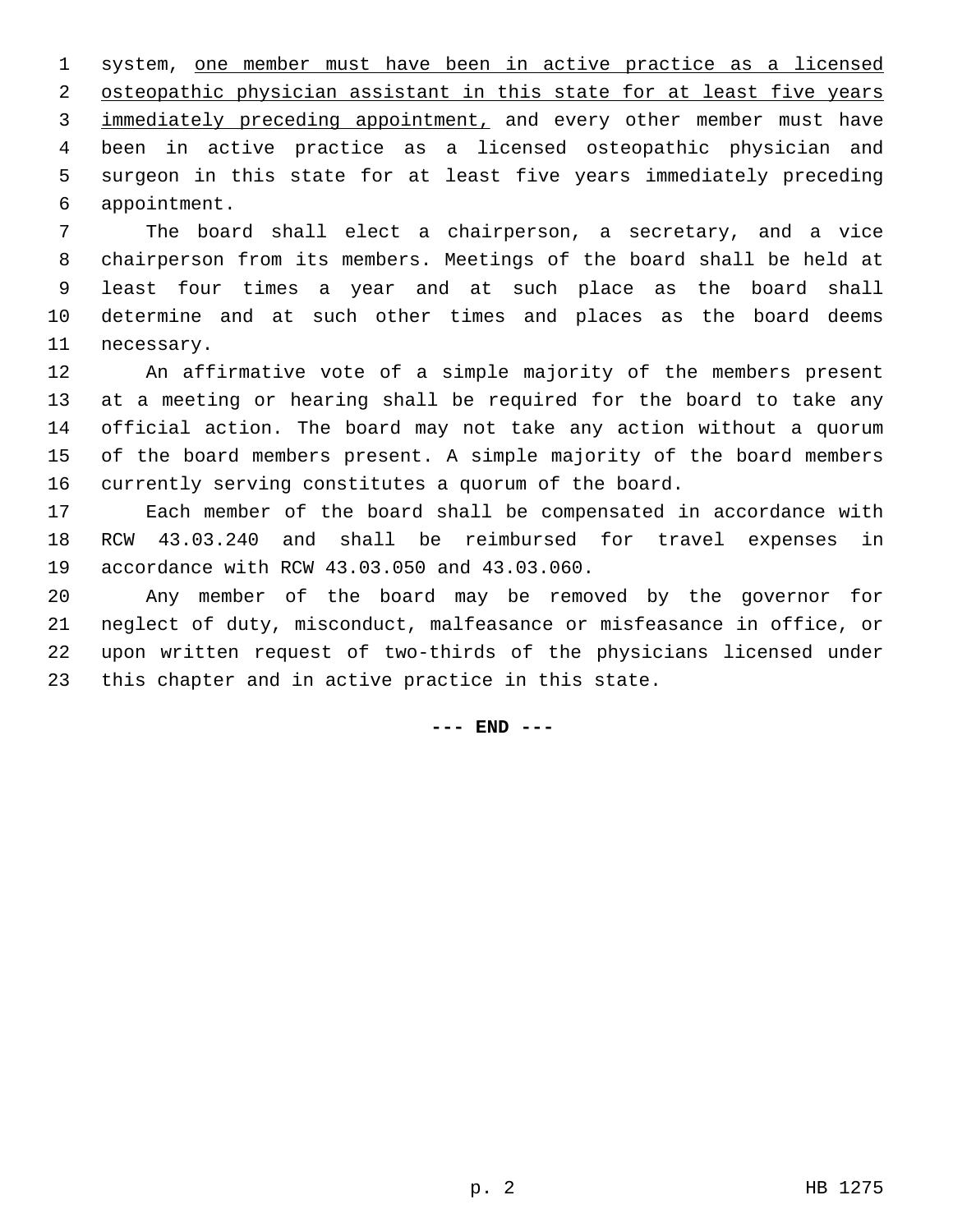system, one member must have been in active practice as a licensed osteopathic physician assistant in this state for at least five years immediately preceding appointment, and every other member must have been in active practice as a licensed osteopathic physician and surgeon in this state for at least five years immediately preceding appointment.

The board shall elect a chairperson, a secretary, and a vice chairperson from its members. Meetings of the board shall be held at least four times a year and at such place as the board shall determine and at such other times and places as the board deems necessary.

An affirmative vote of a simple majority of the members present at a meeting or hearing shall be required for the board to take any official action. The board may not take any action without a quorum of the board members present. A simple majority of the board members currently serving constitutes a quorum of the board.

Each member of the board shall be compensated in accordance with RCW 43.03.240 and shall be reimbursed for travel expenses in accordance with RCW 43.03.050 and 43.03.060.

Any member of the board may be removed by the governor for neglect of duty, misconduct, malfeasance or misfeasance in office, or upon written request of two-thirds of the physicians licensed under this chapter and in active practice in this state.

**--- END ---**